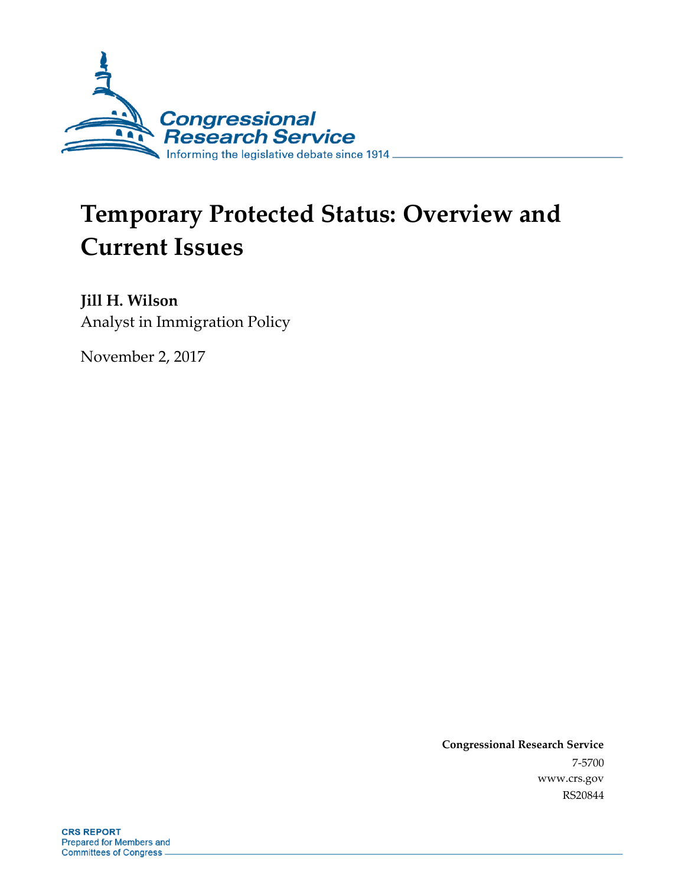Congressional Research Service

Informing the legislative debate since 1914

# Temporary Protected Status: Overview and Current Issues

**Jill H. Wilson**

Analyst in Immigration Policy

November 2, 2017

**Congressional Research Service**

7-5700

www.crs.gov

RS20844

**CRS REPORT**

Prepared for Members and Committees of Congress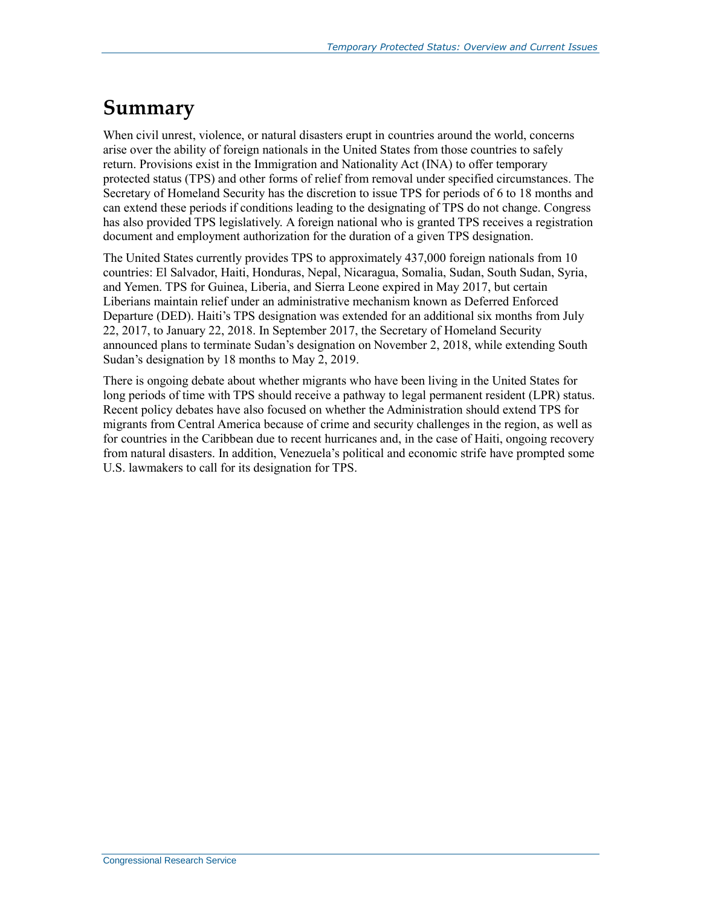# Summary

When civil unrest, violence, or natural disasters erupt in countries around the world, concerns arise over the ability of foreign nationals in the United States from those countries to safely return. Provisions exist in the Immigration and Nationality Act (INA) to offer temporary protected status (TPS) and other forms of relief from removal under specified circumstances. The Secretary of Homeland Security has the discretion to issue TPS for periods of 6 to 18 months and can extend these periods if conditions leading to the designating of TPS do not change. Congress has also provided TPS legislatively. A foreign national who is granted TPS receives a registration document and employment authorization for the duration of a given TPS designation.

The United States currently provides TPS to approximately 437,000 foreign nationals from 10 countries: El Salvador, Haiti, Honduras, Nepal, Nicaragua, Somalia, Sudan, South Sudan, Syria, and Yemen. TPS for Guinea, Liberia, and Sierra Leone expired in May 2017, but certain Liberians maintain relief under an administrative mechanism known as Deferred Enforced Departure (DED). Haiti's TPS designation was extended for an additional six months from July 22, 2017, to January 22, 2018. In September 2017, the Secretary of Homeland Security announced plans to terminate Sudan's designation on November 2, 2018, while extending South Sudan's designation by 18 months to May 2, 2019.

There is ongoing debate about whether migrants who have been living in the United States for long periods of time with TPS should receive a pathway to legal permanent resident (LPR) status. Recent policy debates have also focused on whether the Administration should extend TPS for migrants from Central America because of crime and security challenges in the region, as well as for countries in the Caribbean due to recent hurricanes and, in the case of Haiti, ongoing recovery from natural disasters. In addition, Venezuela's political and economic strife have prompted some U.S. lawmakers to call for its designation for TPS.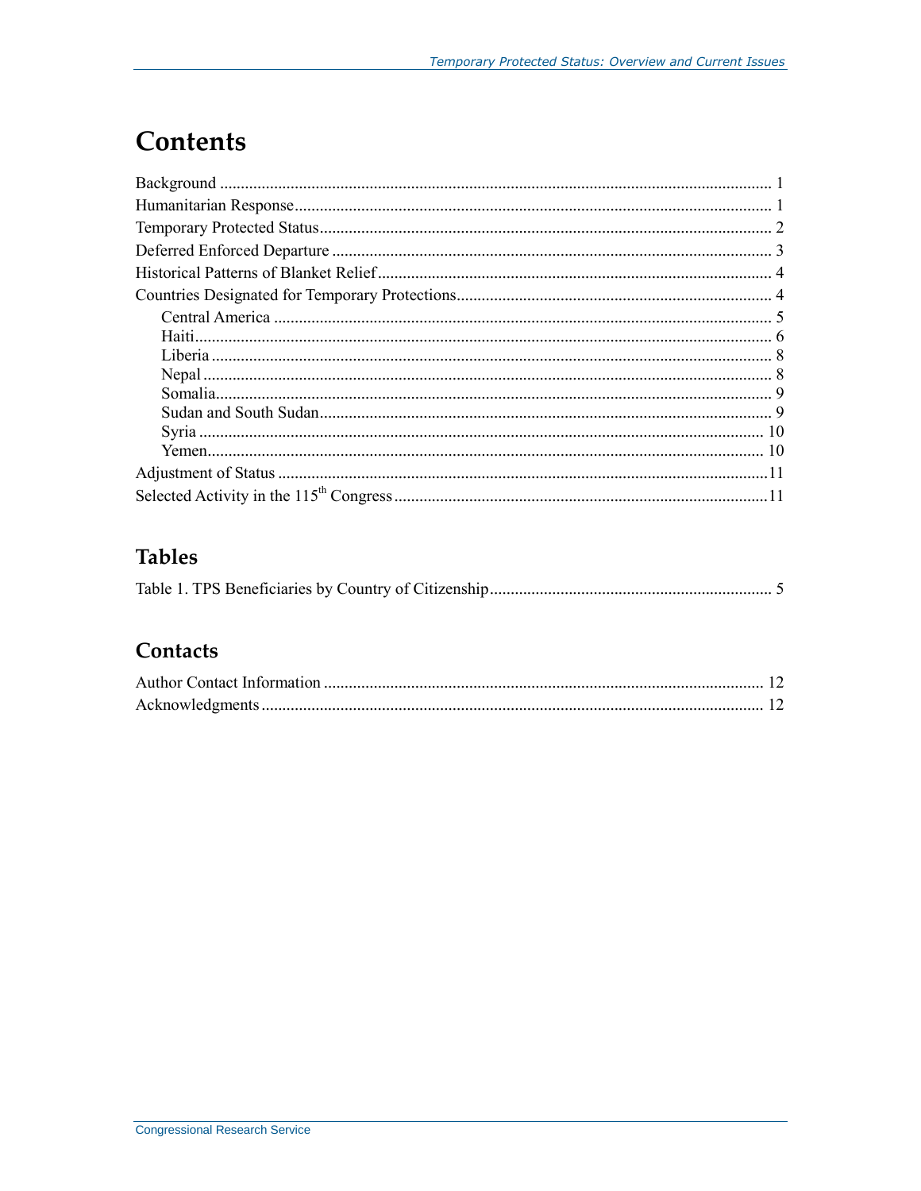# Contents

Background ..... 1
Humanitarian Response ..... 1
Temporary Protected Status ..... 2
Deferred Enforced Departure ..... 3
Historical Patterns of Blanket Relief ..... 4
Countries Designated for Temporary Protections ..... 4
- Central America ..... 5
- Haiti ..... 6
- Liberia ..... 8
- Nepal ..... 8
- Somalia ..... 9
- Sudan and South Sudan ..... 9
- Syria ..... 10
- Yemen ..... 10

Adjustment of Status ..... 11
Selected Activity in the 115th Congress ..... 11

## Tables

Table 1. TPS Beneficiaries by Country of Citizenship ..... 5

## Contacts

Author Contact Information ..... 12
Acknowledgments ..... 12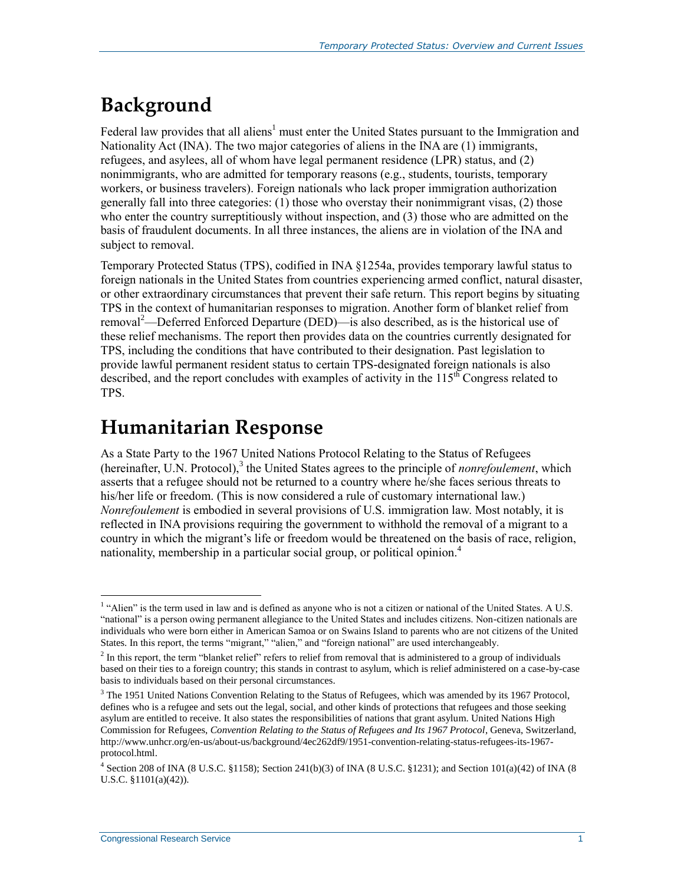# Background

Federal law provides that all aliens[1] must enter the United States pursuant to the Immigration and Nationality Act (INA). The two major categories of aliens in the INA are (1) immigrants, refugees, and asylees, all of whom have legal permanent residence (LPR) status, and (2) nonimmigrants, who are admitted for temporary reasons (e.g., students, tourists, temporary workers, or business travelers). Foreign nationals who lack proper immigration authorization generally fall into three categories: (1) those who overstay their nonimmigrant visas, (2) those who enter the country surreptitiously without inspection, and (3) those who are admitted on the basis of fraudulent documents. In all three instances, the aliens are in violation of the INA and subject to removal.

Temporary Protected Status (TPS), codified in INA §1254a, provides temporary lawful status to foreign nationals in the United States from countries experiencing armed conflict, natural disaster, or other extraordinary circumstances that prevent their safe return. This report begins by situating TPS in the context of humanitarian responses to migration. Another form of blanket relief from removal[2]—Deferred Enforced Departure (DED)—is also described, as is the historical use of these relief mechanisms. The report then provides data on the countries currently designated for TPS, including the conditions that have contributed to their designation. Past legislation to provide lawful permanent resident status to certain TPS-designated foreign nationals is also described, and the report concludes with examples of activity in the 115th Congress related to TPS.

# Humanitarian Response

As a State Party to the 1967 United Nations Protocol Relating to the Status of Refugees (hereinafter, U.N. Protocol),[3] the United States agrees to the principle of *nonrefoulement*, which asserts that a refugee should not be returned to a country where he/she faces serious threats to his/her life or freedom. (This is now considered a rule of customary international law.) *Nonrefoulement* is embodied in several provisions of U.S. immigration law. Most notably, it is reflected in INA provisions requiring the government to withhold the removal of a migrant to a country in which the migrant's life or freedom would be threatened on the basis of race, religion, nationality, membership in a particular social group, or political opinion.[4]

---

[1] "Alien" is the term used in law and is defined as anyone who is not a citizen or national of the United States. A U.S. "national" is a person owing permanent allegiance to the United States and includes citizens. Non-citizen nationals are individuals who were born either in American Samoa or on Swains Island to parents who are not citizens of the United States. In this report, the terms "migrant," "alien," and "foreign national" are used interchangeably.

[2] In this report, the term "blanket relief" refers to relief from removal that is administered to a group of individuals based on their ties to a foreign country; this stands in contrast to asylum, which is relief administered on a case-by-case basis to individuals based on their personal circumstances.

[3] The 1951 United Nations Convention Relating to the Status of Refugees, which was amended by its 1967 Protocol, defines who is a refugee and sets out the legal, social, and other kinds of protections that refugees and those seeking asylum are entitled to receive. It also states the responsibilities of nations that grant asylum. United Nations High Commission for Refugees, *Convention Relating to the Status of Refugees and Its 1967 Protocol*, Geneva, Switzerland, http://www.unhcr.org/en-us/about-us/background/4ec262df9/1951-convention-relating-status-refugees-its-1967-protocol.html.

[4] Section 208 of INA (8 U.S.C. §1158); Section 241(b)(3) of INA (8 U.S.C. §1231); and Section 101(a)(42) of INA (8 U.S.C. §1101(a)(42)).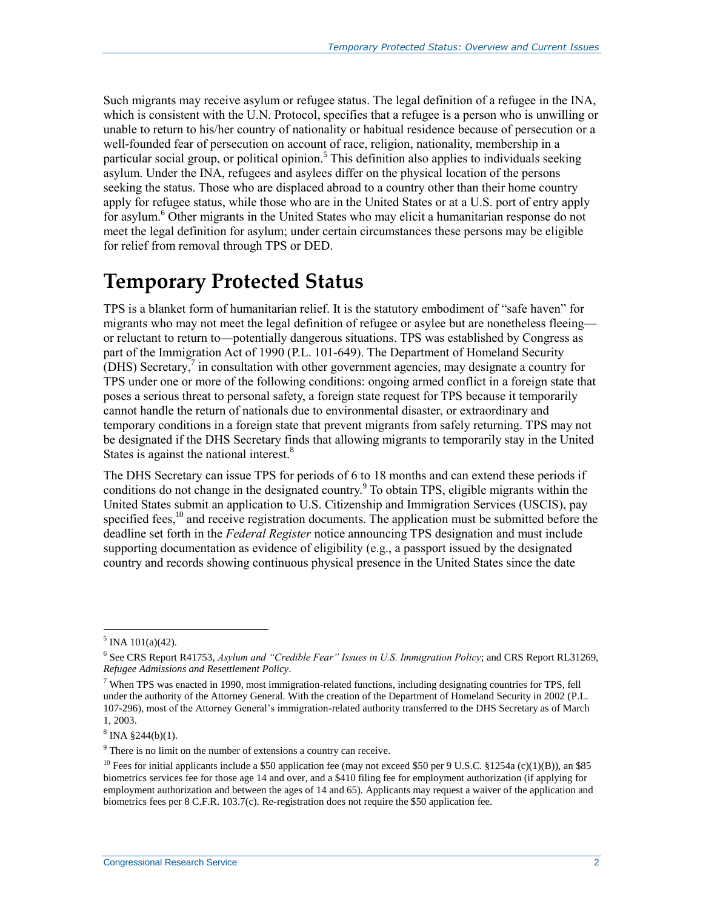Such migrants may receive asylum or refugee status. The legal definition of a refugee in the INA, which is consistent with the U.N. Protocol, specifies that a refugee is a person who is unwilling or unable to return to his/her country of nationality or habitual residence because of persecution or a well-founded fear of persecution on account of race, religion, nationality, membership in a particular social group, or political opinion.[5] This definition also applies to individuals seeking asylum. Under the INA, refugees and asylees differ on the physical location of the persons seeking the status. Those who are displaced abroad to a country other than their home country apply for refugee status, while those who are in the United States or at a U.S. port of entry apply for asylum.[6] Other migrants in the United States who may elicit a humanitarian response do not meet the legal definition for asylum; under certain circumstances these persons may be eligible for relief from removal through TPS or DED.

# Temporary Protected Status

TPS is a blanket form of humanitarian relief. It is the statutory embodiment of "safe haven" for migrants who may not meet the legal definition of refugee or asylee but are nonetheless fleeing—or reluctant to return to—potentially dangerous situations. TPS was established by Congress as part of the Immigration Act of 1990 (P.L. 101-649). The Department of Homeland Security (DHS) Secretary,[7] in consultation with other government agencies, may designate a country for TPS under one or more of the following conditions: ongoing armed conflict in a foreign state that poses a serious threat to personal safety, a foreign state request for TPS because it temporarily cannot handle the return of nationals due to environmental disaster, or extraordinary and temporary conditions in a foreign state that prevent migrants from safely returning. TPS may not be designated if the DHS Secretary finds that allowing migrants to temporarily stay in the United States is against the national interest.[8]

The DHS Secretary can issue TPS for periods of 6 to 18 months and can extend these periods if conditions do not change in the designated country.[9] To obtain TPS, eligible migrants within the United States submit an application to U.S. Citizenship and Immigration Services (USCIS), pay specified fees,[10] and receive registration documents. The application must be submitted before the deadline set forth in the *Federal Register* notice announcing TPS designation and must include supporting documentation as evidence of eligibility (e.g., a passport issued by the designated country and records showing continuous physical presence in the United States since the date

---

[5] INA 101(a)(42).

[6] See CRS Report R41753, *Asylum and "Credible Fear" Issues in U.S. Immigration Policy*; and CRS Report RL31269, *Refugee Admissions and Resettlement Policy*.

[7] When TPS was enacted in 1990, most immigration-related functions, including designating countries for TPS, fell under the authority of the Attorney General. With the creation of the Department of Homeland Security in 2002 (P.L. 107-296), most of the Attorney General's immigration-related authority transferred to the DHS Secretary as of March 1, 2003.

[8] INA §244(b)(1).

[9] There is no limit on the number of extensions a country can receive.

[10] Fees for initial applicants include a $50 application fee (may not exceed $50 per 9 U.S.C. §1254a (c)(1)(B)), an $85 biometrics services fee for those age 14 and over, and a $410 filing fee for employment authorization (if applying for employment authorization and between the ages of 14 and 65). Applicants may request a waiver of the application and biometrics fees per 8 C.F.R. 103.7(c). Re-registration does not require the $50 application fee.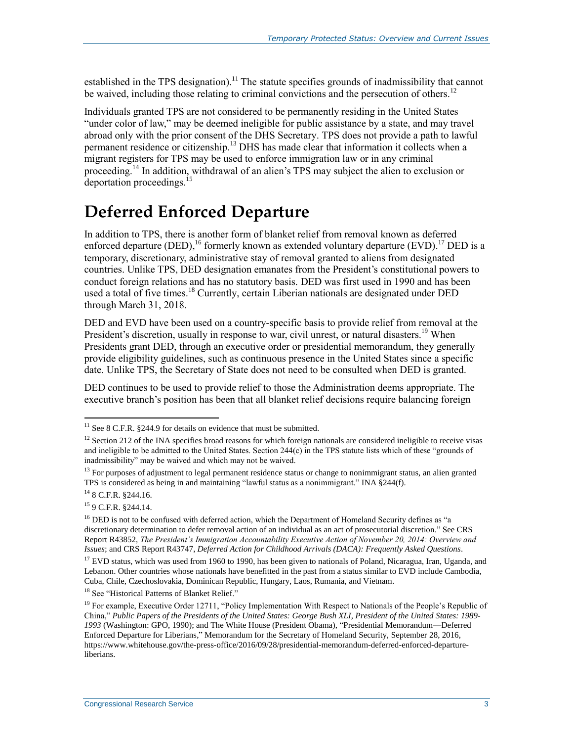established in the TPS designation).[11] The statute specifies grounds of inadmissibility that cannot be waived, including those relating to criminal convictions and the persecution of others.[12]

Individuals granted TPS are not considered to be permanently residing in the United States "under color of law," may be deemed ineligible for public assistance by a state, and may travel abroad only with the prior consent of the DHS Secretary. TPS does not provide a path to lawful permanent residence or citizenship.[13] DHS has made clear that information it collects when a migrant registers for TPS may be used to enforce immigration law or in any criminal proceeding.[14] In addition, withdrawal of an alien's TPS may subject the alien to exclusion or deportation proceedings.[15]

# Deferred Enforced Departure

In addition to TPS, there is another form of blanket relief from removal known as deferred enforced departure (DED),[16] formerly known as extended voluntary departure (EVD).[17] DED is a temporary, discretionary, administrative stay of removal granted to aliens from designated countries. Unlike TPS, DED designation emanates from the President's constitutional powers to conduct foreign relations and has no statutory basis. DED was first used in 1990 and has been used a total of five times.[18] Currently, certain Liberian nationals are designated under DED through March 31, 2018.

DED and EVD have been used on a country-specific basis to provide relief from removal at the President's discretion, usually in response to war, civil unrest, or natural disasters.[19] When Presidents grant DED, through an executive order or presidential memorandum, they generally provide eligibility guidelines, such as continuous presence in the United States since a specific date. Unlike TPS, the Secretary of State does not need to be consulted when DED is granted.

DED continues to be used to provide relief to those the Administration deems appropriate. The executive branch's position has been that all blanket relief decisions require balancing foreign

---

[11] See 8 C.F.R. §244.9 for details on evidence that must be submitted.

[12] Section 212 of the INA specifies broad reasons for which foreign nationals are considered ineligible to receive visas and ineligible to be admitted to the United States. Section 244(c) in the TPS statute lists which of these "grounds of inadmissibility" may be waived and which may not be waived.

[13] For purposes of adjustment to legal permanent residence status or change to nonimmigrant status, an alien granted TPS is considered as being in and maintaining "lawful status as a nonimmigrant." INA §244(f).

[14] 8 C.F.R. §244.16.

[15] 9 C.F.R. §244.14.

[16] DED is not to be confused with deferred action, which the Department of Homeland Security defines as "a discretionary determination to defer removal action of an individual as an act of prosecutorial discretion." See CRS Report R43852, *The President's Immigration Accountability Executive Action of November 20, 2014: Overview and Issues*; and CRS Report R43747, *Deferred Action for Childhood Arrivals (DACA): Frequently Asked Questions*.

[17] EVD status, which was used from 1960 to 1990, has been given to nationals of Poland, Nicaragua, Iran, Uganda, and Lebanon. Other countries whose nationals have benefitted in the past from a status similar to EVD include Cambodia, Cuba, Chile, Czechoslovakia, Dominican Republic, Hungary, Laos, Rumania, and Vietnam.

[18] See "Historical Patterns of Blanket Relief."

[19] For example, Executive Order 12711, "Policy Implementation With Respect to Nationals of the People's Republic of China," *Public Papers of the Presidents of the United States: George Bush XLI, President of the United States: 1989-1993* (Washington: GPO, 1990); and The White House (President Obama), "Presidential Memorandum—Deferred Enforced Departure for Liberians," Memorandum for the Secretary of Homeland Security, September 28, 2016, https://www.whitehouse.gov/the-press-office/2016/09/28/presidential-memorandum-deferred-enforced-departure-liberians.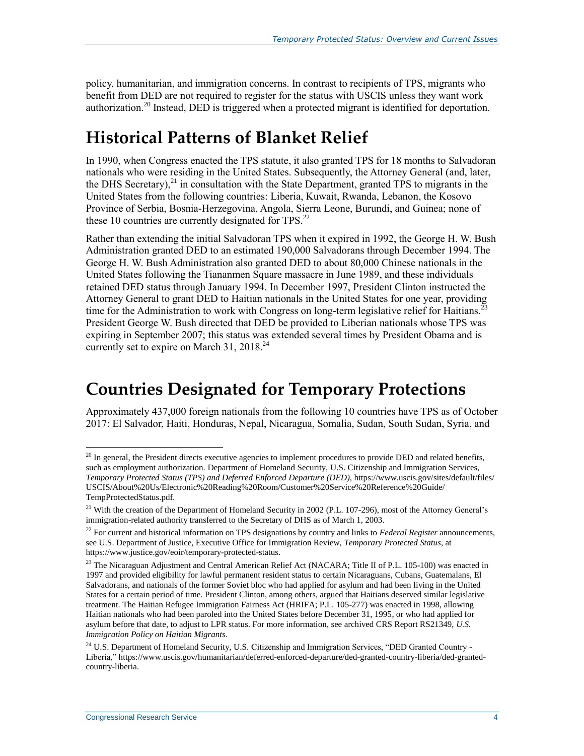policy, humanitarian, and immigration concerns. In contrast to recipients of TPS, migrants who benefit from DED are not required to register for the status with USCIS unless they want work authorization.[20] Instead, DED is triggered when a protected migrant is identified for deportation.

## Historical Patterns of Blanket Relief

In 1990, when Congress enacted the TPS statute, it also granted TPS for 18 months to Salvadoran nationals who were residing in the United States. Subsequently, the Attorney General (and, later, the DHS Secretary),[21] in consultation with the State Department, granted TPS to migrants in the United States from the following countries: Liberia, Kuwait, Rwanda, Lebanon, the Kosovo Province of Serbia, Bosnia-Herzegovina, Angola, Sierra Leone, Burundi, and Guinea; none of these 10 countries are currently designated for TPS.[22]

Rather than extending the initial Salvadoran TPS when it expired in 1992, the George H. W. Bush Administration granted DED to an estimated 190,000 Salvadorans through December 1994. The George H. W. Bush Administration also granted DED to about 80,000 Chinese nationals in the United States following the Tiananmen Square massacre in June 1989, and these individuals retained DED status through January 1994. In December 1997, President Clinton instructed the Attorney General to grant DED to Haitian nationals in the United States for one year, providing time for the Administration to work with Congress on long-term legislative relief for Haitians.[23] President George W. Bush directed that DED be provided to Liberian nationals whose TPS was expiring in September 2007; this status was extended several times by President Obama and is currently set to expire on March 31, 2018.[24]

## Countries Designated for Temporary Protections

Approximately 437,000 foreign nationals from the following 10 countries have TPS as of October 2017: El Salvador, Haiti, Honduras, Nepal, Nicaragua, Somalia, Sudan, South Sudan, Syria, and

---

[20] In general, the President directs executive agencies to implement procedures to provide DED and related benefits, such as employment authorization. Department of Homeland Security, U.S. Citizenship and Immigration Services, *Temporary Protected Status (TPS) and Deferred Enforced Departure (DED)*, https://www.uscis.gov/sites/default/files/USCIS/About%20Us/Electronic%20Reading%20Room/Customer%20Service%20Reference%20Guide/TempProtectedStatus.pdf.

[21] With the creation of the Department of Homeland Security in 2002 (P.L. 107-296), most of the Attorney General's immigration-related authority transferred to the Secretary of DHS as of March 1, 2003.

[22] For current and historical information on TPS designations by country and links to *Federal Register* announcements, see U.S. Department of Justice, Executive Office for Immigration Review, *Temporary Protected Status*, at https://www.justice.gov/eoir/temporary-protected-status.

[23] The Nicaraguan Adjustment and Central American Relief Act (NACARA; Title II of P.L. 105-100) was enacted in 1997 and provided eligibility for lawful permanent resident status to certain Nicaraguans, Cubans, Guatemalans, El Salvadorans, and nationals of the former Soviet bloc who had applied for asylum and had been living in the United States for a certain period of time. President Clinton, among others, argued that Haitians deserved similar legislative treatment. The Haitian Refugee Immigration Fairness Act (HRIFA; P.L. 105-277) was enacted in 1998, allowing Haitian nationals who had been paroled into the United States before December 31, 1995, or who had applied for asylum before that date, to adjust to LPR status. For more information, see archived CRS Report RS21349, *U.S. Immigration Policy on Haitian Migrants*.

[24] U.S. Department of Homeland Security, U.S. Citizenship and Immigration Services, "DED Granted Country - Liberia," https://www.uscis.gov/humanitarian/deferred-enforced-departure/ded-granted-country-liberia/ded-granted-country-liberia.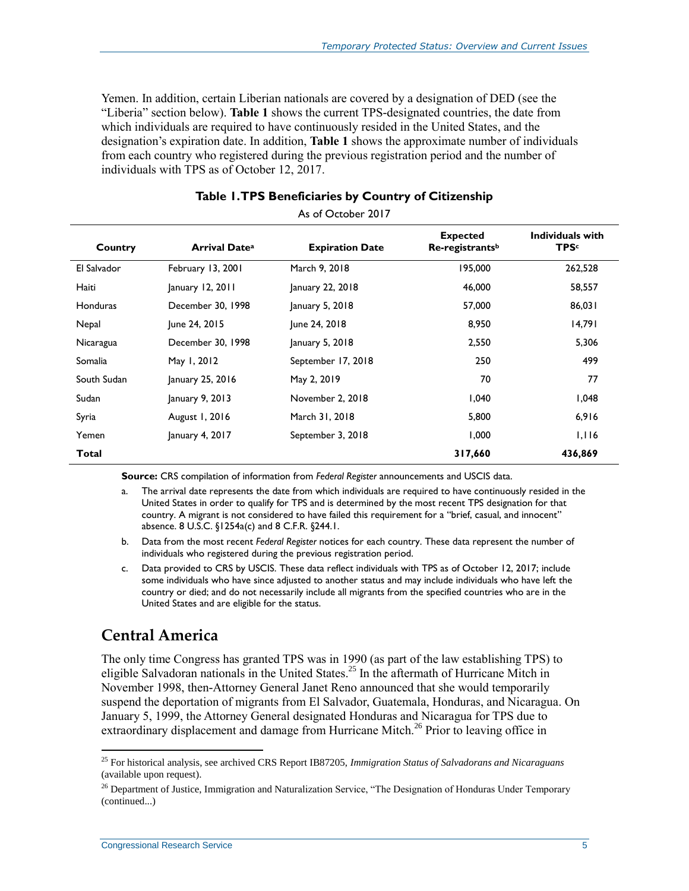Yemen. In addition, certain Liberian nationals are covered by a designation of DED (see the "Liberia" section below). **Table 1** shows the current TPS-designated countries, the date from which individuals are required to have continuously resided in the United States, and the designation's expiration date. In addition, **Table 1** shows the approximate number of individuals from each country who registered during the previous registration period and the number of individuals with TPS as of October 12, 2017.

**Table 1. TPS Beneficiaries by Country of Citizenship**

As of October 2017

| Country | Arrival Date[a] | Expiration Date | Expected Re-registrants[b] | Individuals with TPS[c] |
|---|---|---|---|---|
| El Salvador | February 13, 2001 | March 9, 2018 | 195,000 | 262,528 |
| Haiti | January 12, 2011 | January 22, 2018 | 46,000 | 58,557 |
| Honduras | December 30, 1998 | January 5, 2018 | 57,000 | 86,031 |
| Nepal | June 24, 2015 | June 24, 2018 | 8,950 | 14,791 |
| Nicaragua | December 30, 1998 | January 5, 2018 | 2,550 | 5,306 |
| Somalia | May 1, 2012 | September 17, 2018 | 250 | 499 |
| South Sudan | January 25, 2016 | May 2, 2019 | 70 | 77 |
| Sudan | January 9, 2013 | November 2, 2018 | 1,040 | 1,048 |
| Syria | August 1, 2016 | March 31, 2018 | 5,800 | 6,916 |
| Yemen | January 4, 2017 | September 3, 2018 | 1,000 | 1,116 |
| **Total** | | | **317,660** | **436,869** |

**Source:** CRS compilation of information from *Federal Register* announcements and USCIS data.

a. The arrival date represents the date from which individuals are required to have continuously resided in the United States in order to qualify for TPS and is determined by the most recent TPS designation for that country. A migrant is not considered to have failed this requirement for a "brief, casual, and innocent" absence. 8 U.S.C. §1254a(c) and 8 C.F.R. §244.1.

b. Data from the most recent *Federal Register* notices for each country. These data represent the number of individuals who registered during the previous registration period.

c. Data provided to CRS by USCIS. These data reflect individuals with TPS as of October 12, 2017; include some individuals who have since adjusted to another status and may include individuals who have left the country or died; and do not necessarily include all migrants from the specified countries who are in the United States and are eligible for the status.

## Central America

The only time Congress has granted TPS was in 1990 (as part of the law establishing TPS) to eligible Salvadoran nationals in the United States.[25] In the aftermath of Hurricane Mitch in November 1998, then-Attorney General Janet Reno announced that she would temporarily suspend the deportation of migrants from El Salvador, Guatemala, Honduras, and Nicaragua. On January 5, 1999, the Attorney General designated Honduras and Nicaragua for TPS due to extraordinary displacement and damage from Hurricane Mitch.[26] Prior to leaving office in

---

[25] For historical analysis, see archived CRS Report IB87205, *Immigration Status of Salvadorans and Nicaraguans* (available upon request).

[26] Department of Justice, Immigration and Naturalization Service, "The Designation of Honduras Under Temporary (continued...)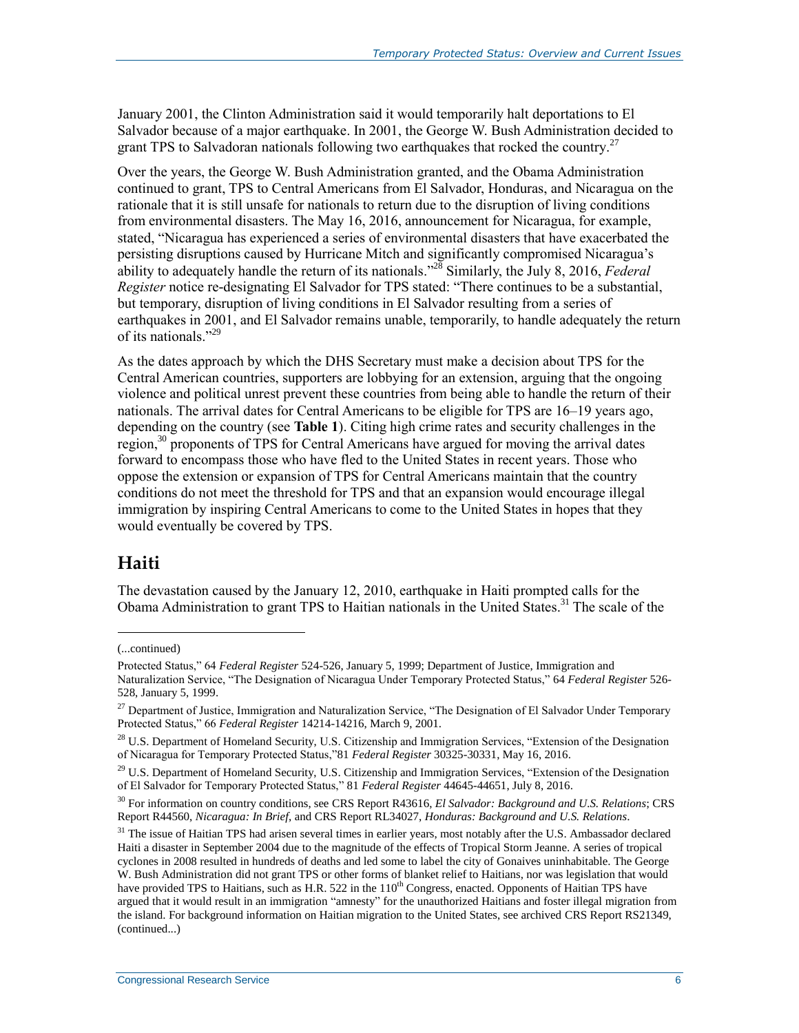January 2001, the Clinton Administration said it would temporarily halt deportations to El Salvador because of a major earthquake. In 2001, the George W. Bush Administration decided to grant TPS to Salvadoran nationals following two earthquakes that rocked the country.[27]

Over the years, the George W. Bush Administration granted, and the Obama Administration continued to grant, TPS to Central Americans from El Salvador, Honduras, and Nicaragua on the rationale that it is still unsafe for nationals to return due to the disruption of living conditions from environmental disasters. The May 16, 2016, announcement for Nicaragua, for example, stated, "Nicaragua has experienced a series of environmental disasters that have exacerbated the persisting disruptions caused by Hurricane Mitch and significantly compromised Nicaragua's ability to adequately handle the return of its nationals."[28] Similarly, the July 8, 2016, *Federal Register* notice re-designating El Salvador for TPS stated: "There continues to be a substantial, but temporary, disruption of living conditions in El Salvador resulting from a series of earthquakes in 2001, and El Salvador remains unable, temporarily, to handle adequately the return of its nationals."[29]

As the dates approach by which the DHS Secretary must make a decision about TPS for the Central American countries, supporters are lobbying for an extension, arguing that the ongoing violence and political unrest prevent these countries from being able to handle the return of their nationals. The arrival dates for Central Americans to be eligible for TPS are 16–19 years ago, depending on the country (see **Table 1**). Citing high crime rates and security challenges in the region,[30] proponents of TPS for Central Americans have argued for moving the arrival dates forward to encompass those who have fled to the United States in recent years. Those who oppose the extension or expansion of TPS for Central Americans maintain that the country conditions do not meet the threshold for TPS and that an expansion would encourage illegal immigration by inspiring Central Americans to come to the United States in hopes that they would eventually be covered by TPS.

## Haiti

The devastation caused by the January 12, 2010, earthquake in Haiti prompted calls for the Obama Administration to grant TPS to Haitian nationals in the United States.[31] The scale of the

---

(...continued)

Protected Status," 64 *Federal Register* 524-526, January 5, 1999; Department of Justice, Immigration and Naturalization Service, "The Designation of Nicaragua Under Temporary Protected Status," 64 *Federal Register* 526-528, January 5, 1999.

[27] Department of Justice, Immigration and Naturalization Service, "The Designation of El Salvador Under Temporary Protected Status," 66 *Federal Register* 14214-14216, March 9, 2001.

[28] U.S. Department of Homeland Security, U.S. Citizenship and Immigration Services, "Extension of the Designation of Nicaragua for Temporary Protected Status,"81 *Federal Register* 30325-30331, May 16, 2016.

[29] U.S. Department of Homeland Security, U.S. Citizenship and Immigration Services, "Extension of the Designation of El Salvador for Temporary Protected Status," 81 *Federal Register* 44645-44651, July 8, 2016.

[30] For information on country conditions, see CRS Report R43616, *El Salvador: Background and U.S. Relations*; CRS Report R44560, *Nicaragua: In Brief*, and CRS Report RL34027, *Honduras: Background and U.S. Relations*.

[31] The issue of Haitian TPS had arisen several times in earlier years, most notably after the U.S. Ambassador declared Haiti a disaster in September 2004 due to the magnitude of the effects of Tropical Storm Jeanne. A series of tropical cyclones in 2008 resulted in hundreds of deaths and led some to label the city of Gonaives uninhabitable. The George W. Bush Administration did not grant TPS or other forms of blanket relief to Haitians, nor was legislation that would have provided TPS to Haitians, such as H.R. 522 in the 110th Congress, enacted. Opponents of Haitian TPS have argued that it would result in an immigration "amnesty" for the unauthorized Haitians and foster illegal migration from the island. For background information on Haitian migration to the United States, see archived CRS Report RS21349, (continued...)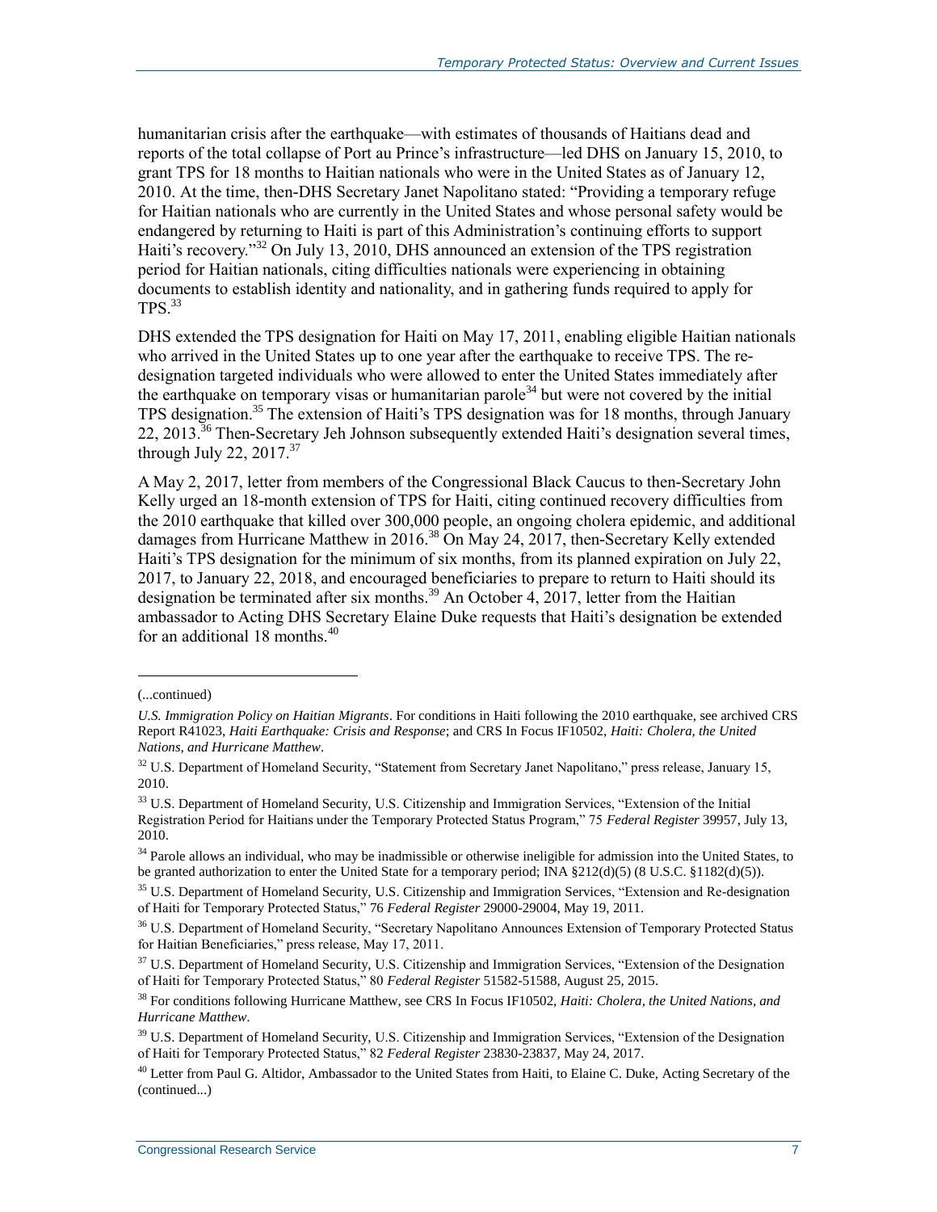humanitarian crisis after the earthquake—with estimates of thousands of Haitians dead and reports of the total collapse of Port au Prince's infrastructure—led DHS on January 15, 2010, to grant TPS for 18 months to Haitian nationals who were in the United States as of January 12, 2010. At the time, then-DHS Secretary Janet Napolitano stated: "Providing a temporary refuge for Haitian nationals who are currently in the United States and whose personal safety would be endangered by returning to Haiti is part of this Administration's continuing efforts to support Haiti's recovery."[32] On July 13, 2010, DHS announced an extension of the TPS registration period for Haitian nationals, citing difficulties nationals were experiencing in obtaining documents to establish identity and nationality, and in gathering funds required to apply for TPS.[33]

DHS extended the TPS designation for Haiti on May 17, 2011, enabling eligible Haitian nationals who arrived in the United States up to one year after the earthquake to receive TPS. The re-designation targeted individuals who were allowed to enter the United States immediately after the earthquake on temporary visas or humanitarian parole[34] but were not covered by the initial TPS designation.[35] The extension of Haiti's TPS designation was for 18 months, through January 22, 2013.[36] Then-Secretary Jeh Johnson subsequently extended Haiti's designation several times, through July 22, 2017.[37]

A May 2, 2017, letter from members of the Congressional Black Caucus to then-Secretary John Kelly urged an 18-month extension of TPS for Haiti, citing continued recovery difficulties from the 2010 earthquake that killed over 300,000 people, an ongoing cholera epidemic, and additional damages from Hurricane Matthew in 2016.[38] On May 24, 2017, then-Secretary Kelly extended Haiti's TPS designation for the minimum of six months, from its planned expiration on July 22, 2017, to January 22, 2018, and encouraged beneficiaries to prepare to return to Haiti should its designation be terminated after six months.[39] An October 4, 2017, letter from the Haitian ambassador to Acting DHS Secretary Elaine Duke requests that Haiti's designation be extended for an additional 18 months.[40]

---

(...continued)

*U.S. Immigration Policy on Haitian Migrants*. For conditions in Haiti following the 2010 earthquake, see archived CRS Report R41023, *Haiti Earthquake: Crisis and Response*; and CRS In Focus IF10502, *Haiti: Cholera, the United Nations, and Hurricane Matthew*.

[32] U.S. Department of Homeland Security, "Statement from Secretary Janet Napolitano," press release, January 15, 2010.

[33] U.S. Department of Homeland Security, U.S. Citizenship and Immigration Services, "Extension of the Initial Registration Period for Haitians under the Temporary Protected Status Program," 75 *Federal Register* 39957, July 13, 2010.

[34] Parole allows an individual, who may be inadmissible or otherwise ineligible for admission into the United States, to be granted authorization to enter the United State for a temporary period; INA §212(d)(5) (8 U.S.C. §1182(d)(5)).

[35] U.S. Department of Homeland Security, U.S. Citizenship and Immigration Services, "Extension and Re-designation of Haiti for Temporary Protected Status," 76 *Federal Register* 29000-29004, May 19, 2011.

[36] U.S. Department of Homeland Security, "Secretary Napolitano Announces Extension of Temporary Protected Status for Haitian Beneficiaries," press release, May 17, 2011.

[37] U.S. Department of Homeland Security, U.S. Citizenship and Immigration Services, "Extension of the Designation of Haiti for Temporary Protected Status," 80 *Federal Register* 51582-51588, August 25, 2015.

[38] For conditions following Hurricane Matthew, see CRS In Focus IF10502, *Haiti: Cholera, the United Nations, and Hurricane Matthew*.

[39] U.S. Department of Homeland Security, U.S. Citizenship and Immigration Services, "Extension of the Designation of Haiti for Temporary Protected Status," 82 *Federal Register* 23830-23837, May 24, 2017.

[40] Letter from Paul G. Altidor, Ambassador to the United States from Haiti, to Elaine C. Duke, Acting Secretary of the (continued...)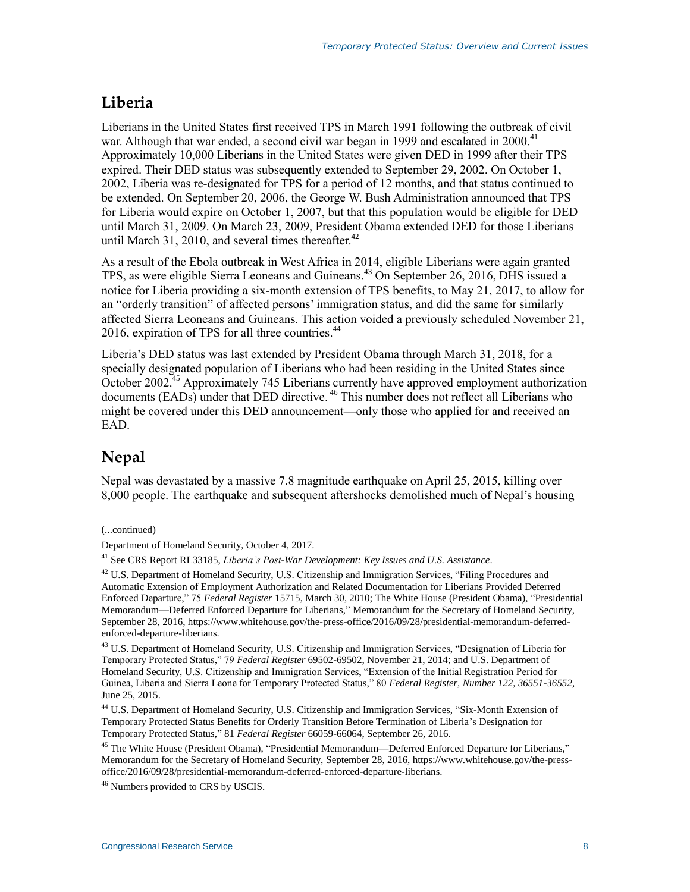## Liberia

Liberians in the United States first received TPS in March 1991 following the outbreak of civil war. Although that war ended, a second civil war began in 1999 and escalated in 2000.[41] Approximately 10,000 Liberians in the United States were given DED in 1999 after their TPS expired. Their DED status was subsequently extended to September 29, 2002. On October 1, 2002, Liberia was re-designated for TPS for a period of 12 months, and that status continued to be extended. On September 20, 2006, the George W. Bush Administration announced that TPS for Liberia would expire on October 1, 2007, but that this population would be eligible for DED until March 31, 2009. On March 23, 2009, President Obama extended DED for those Liberians until March 31, 2010, and several times thereafter.[42]

As a result of the Ebola outbreak in West Africa in 2014, eligible Liberians were again granted TPS, as were eligible Sierra Leoneans and Guineans.[43] On September 26, 2016, DHS issued a notice for Liberia providing a six-month extension of TPS benefits, to May 21, 2017, to allow for an "orderly transition" of affected persons' immigration status, and did the same for similarly affected Sierra Leoneans and Guineans. This action voided a previously scheduled November 21, 2016, expiration of TPS for all three countries.[44]

Liberia's DED status was last extended by President Obama through March 31, 2018, for a specially designated population of Liberians who had been residing in the United States since October 2002.[45] Approximately 745 Liberians currently have approved employment authorization documents (EADs) under that DED directive.[46] This number does not reflect all Liberians who might be covered under this DED announcement—only those who applied for and received an EAD.

## Nepal

Nepal was devastated by a massive 7.8 magnitude earthquake on April 25, 2015, killing over 8,000 people. The earthquake and subsequent aftershocks demolished much of Nepal's housing

---

(...continued)

Department of Homeland Security, October 4, 2017.

[41] See CRS Report RL33185, *Liberia's Post-War Development: Key Issues and U.S. Assistance*.

[42] U.S. Department of Homeland Security, U.S. Citizenship and Immigration Services, "Filing Procedures and Automatic Extension of Employment Authorization and Related Documentation for Liberians Provided Deferred Enforced Departure," 75 *Federal Register* 15715, March 30, 2010; The White House (President Obama), "Presidential Memorandum—Deferred Enforced Departure for Liberians," Memorandum for the Secretary of Homeland Security, September 28, 2016, https://www.whitehouse.gov/the-press-office/2016/09/28/presidential-memorandum-deferred-enforced-departure-liberians.

[43] U.S. Department of Homeland Security, U.S. Citizenship and Immigration Services, "Designation of Liberia for Temporary Protected Status," 79 *Federal Register* 69502-69502, November 21, 2014; and U.S. Department of Homeland Security, U.S. Citizenship and Immigration Services, "Extension of the Initial Registration Period for Guinea, Liberia and Sierra Leone for Temporary Protected Status," 80 *Federal Register, Number 122, 36551-36552,* June 25, 2015.

[44] U.S. Department of Homeland Security, U.S. Citizenship and Immigration Services, "Six-Month Extension of Temporary Protected Status Benefits for Orderly Transition Before Termination of Liberia's Designation for Temporary Protected Status," 81 *Federal Register* 66059-66064, September 26, 2016.

[45] The White House (President Obama), "Presidential Memorandum—Deferred Enforced Departure for Liberians," Memorandum for the Secretary of Homeland Security, September 28, 2016, https://www.whitehouse.gov/the-press-office/2016/09/28/presidential-memorandum-deferred-enforced-departure-liberians.

[46] Numbers provided to CRS by USCIS.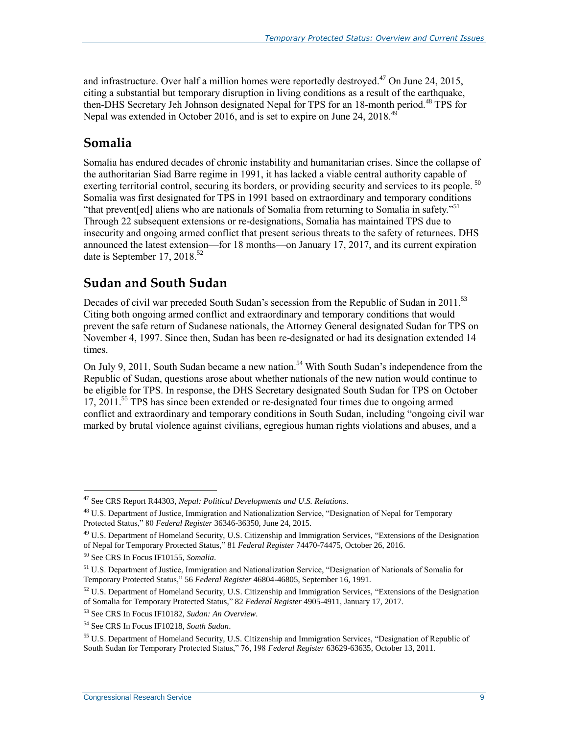and infrastructure. Over half a million homes were reportedly destroyed.[47] On June 24, 2015, citing a substantial but temporary disruption in living conditions as a result of the earthquake, then-DHS Secretary Jeh Johnson designated Nepal for TPS for an 18-month period.[48] TPS for Nepal was extended in October 2016, and is set to expire on June 24, 2018.[49]

## Somalia

Somalia has endured decades of chronic instability and humanitarian crises. Since the collapse of the authoritarian Siad Barre regime in 1991, it has lacked a viable central authority capable of exerting territorial control, securing its borders, or providing security and services to its people.[50] Somalia was first designated for TPS in 1991 based on extraordinary and temporary conditions "that prevent[ed] aliens who are nationals of Somalia from returning to Somalia in safety."[51] Through 22 subsequent extensions or re-designations, Somalia has maintained TPS due to insecurity and ongoing armed conflict that present serious threats to the safety of returnees. DHS announced the latest extension—for 18 months—on January 17, 2017, and its current expiration date is September 17, 2018.[52]

## Sudan and South Sudan

Decades of civil war preceded South Sudan's secession from the Republic of Sudan in 2011.[53] Citing both ongoing armed conflict and extraordinary and temporary conditions that would prevent the safe return of Sudanese nationals, the Attorney General designated Sudan for TPS on November 4, 1997. Since then, Sudan has been re-designated or had its designation extended 14 times.

On July 9, 2011, South Sudan became a new nation.[54] With South Sudan's independence from the Republic of Sudan, questions arose about whether nationals of the new nation would continue to be eligible for TPS. In response, the DHS Secretary designated South Sudan for TPS on October 17, 2011.[55] TPS has since been extended or re-designated four times due to ongoing armed conflict and extraordinary and temporary conditions in South Sudan, including "ongoing civil war marked by brutal violence against civilians, egregious human rights violations and abuses, and a

---

[47] See CRS Report R44303, *Nepal: Political Developments and U.S. Relations*.

[48] U.S. Department of Justice, Immigration and Nationalization Service, "Designation of Nepal for Temporary Protected Status," 80 *Federal Register* 36346-36350, June 24, 2015.

[49] U.S. Department of Homeland Security, U.S. Citizenship and Immigration Services, "Extensions of the Designation of Nepal for Temporary Protected Status," 81 *Federal Register* 74470-74475, October 26, 2016.

[50] See CRS In Focus IF10155, *Somalia*.

[51] U.S. Department of Justice, Immigration and Nationalization Service, "Designation of Nationals of Somalia for Temporary Protected Status," 56 *Federal Register* 46804-46805, September 16, 1991.

[52] U.S. Department of Homeland Security, U.S. Citizenship and Immigration Services, "Extensions of the Designation of Somalia for Temporary Protected Status," 82 *Federal Register* 4905-4911, January 17, 2017.

[53] See CRS In Focus IF10182, *Sudan: An Overview*.

[54] See CRS In Focus IF10218, *South Sudan*.

[55] U.S. Department of Homeland Security, U.S. Citizenship and Immigration Services, "Designation of Republic of South Sudan for Temporary Protected Status," 76, 198 *Federal Register* 63629-63635, October 13, 2011.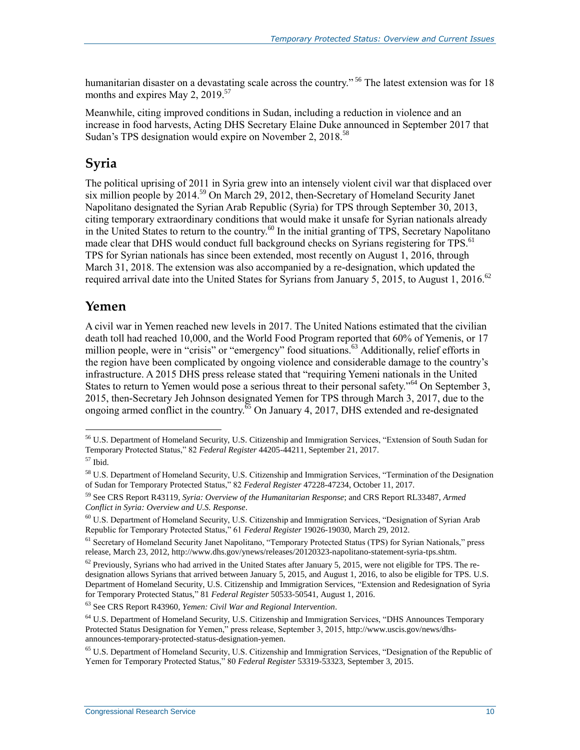humanitarian disaster on a devastating scale across the country." [56] The latest extension was for 18 months and expires May 2, 2019.[57]

Meanwhile, citing improved conditions in Sudan, including a reduction in violence and an increase in food harvests, Acting DHS Secretary Elaine Duke announced in September 2017 that Sudan's TPS designation would expire on November 2, 2018.[58]

## Syria

The political uprising of 2011 in Syria grew into an intensely violent civil war that displaced over six million people by 2014.[59] On March 29, 2012, then-Secretary of Homeland Security Janet Napolitano designated the Syrian Arab Republic (Syria) for TPS through September 30, 2013, citing temporary extraordinary conditions that would make it unsafe for Syrian nationals already in the United States to return to the country.[60] In the initial granting of TPS, Secretary Napolitano made clear that DHS would conduct full background checks on Syrians registering for TPS.[61] TPS for Syrian nationals has since been extended, most recently on August 1, 2016, through March 31, 2018. The extension was also accompanied by a re-designation, which updated the required arrival date into the United States for Syrians from January 5, 2015, to August 1, 2016.[62]

## Yemen

A civil war in Yemen reached new levels in 2017. The United Nations estimated that the civilian death toll had reached 10,000, and the World Food Program reported that 60% of Yemenis, or 17 million people, were in "crisis" or "emergency" food situations.[63] Additionally, relief efforts in the region have been complicated by ongoing violence and considerable damage to the country's infrastructure. A 2015 DHS press release stated that "requiring Yemeni nationals in the United States to return to Yemen would pose a serious threat to their personal safety."[64] On September 3, 2015, then-Secretary Jeh Johnson designated Yemen for TPS through March 3, 2017, due to the ongoing armed conflict in the country.[65] On January 4, 2017, DHS extended and re-designated

---

[56] U.S. Department of Homeland Security, U.S. Citizenship and Immigration Services, "Extension of South Sudan for Temporary Protected Status," 82 *Federal Register* 44205-44211, September 21, 2017.

[57] Ibid.

[58] U.S. Department of Homeland Security, U.S. Citizenship and Immigration Services, "Termination of the Designation of Sudan for Temporary Protected Status," 82 *Federal Register* 47228-47234, October 11, 2017.

[59] See CRS Report R43119, *Syria: Overview of the Humanitarian Response*; and CRS Report RL33487, *Armed Conflict in Syria: Overview and U.S. Response*.

[60] U.S. Department of Homeland Security, U.S. Citizenship and Immigration Services, "Designation of Syrian Arab Republic for Temporary Protected Status," 61 *Federal Register* 19026-19030, March 29, 2012.

[61] Secretary of Homeland Security Janet Napolitano, "Temporary Protected Status (TPS) for Syrian Nationals," press release, March 23, 2012, http://www.dhs.gov/ynews/releases/20120323-napolitano-statement-syria-tps.shtm.

[62] Previously, Syrians who had arrived in the United States after January 5, 2015, were not eligible for TPS. The re-designation allows Syrians that arrived between January 5, 2015, and August 1, 2016, to also be eligible for TPS. U.S. Department of Homeland Security, U.S. Citizenship and Immigration Services, "Extension and Redesignation of Syria for Temporary Protected Status," 81 *Federal Register* 50533-50541, August 1, 2016.

[63] See CRS Report R43960, *Yemen: Civil War and Regional Intervention*.

[64] U.S. Department of Homeland Security, U.S. Citizenship and Immigration Services, "DHS Announces Temporary Protected Status Designation for Yemen," press release, September 3, 2015, http://www.uscis.gov/news/dhs-announces-temporary-protected-status-designation-yemen.

[65] U.S. Department of Homeland Security, U.S. Citizenship and Immigration Services, "Designation of the Republic of Yemen for Temporary Protected Status," 80 *Federal Register* 53319-53323, September 3, 2015.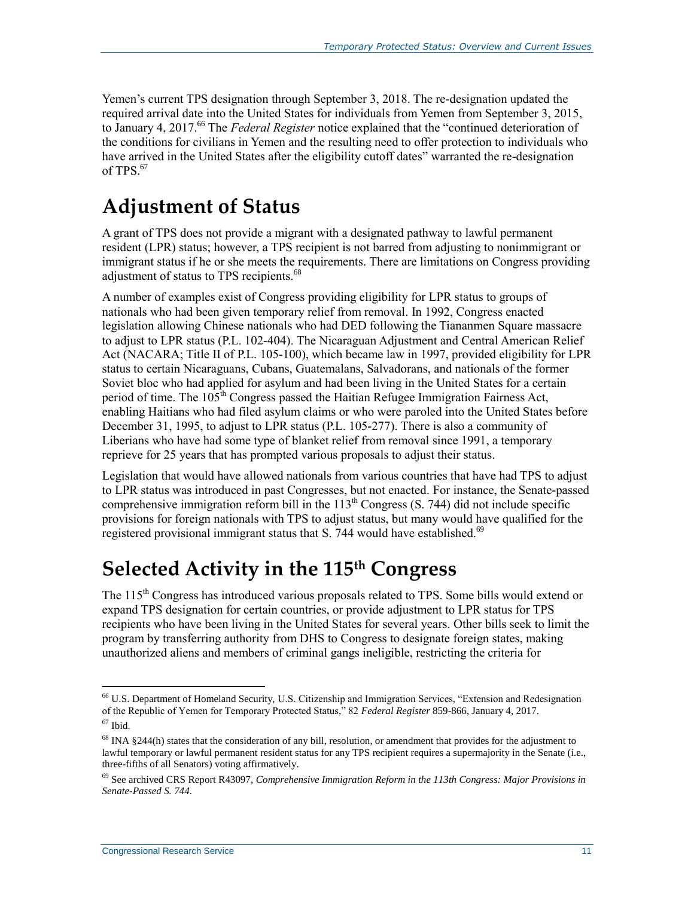Yemen's current TPS designation through September 3, 2018. The re-designation updated the required arrival date into the United States for individuals from Yemen from September 3, 2015, to January 4, 2017.[66] The *Federal Register* notice explained that the "continued deterioration of the conditions for civilians in Yemen and the resulting need to offer protection to individuals who have arrived in the United States after the eligibility cutoff dates" warranted the re-designation of TPS.[67]

# Adjustment of Status

A grant of TPS does not provide a migrant with a designated pathway to lawful permanent resident (LPR) status; however, a TPS recipient is not barred from adjusting to nonimmigrant or immigrant status if he or she meets the requirements. There are limitations on Congress providing adjustment of status to TPS recipients.[68]

A number of examples exist of Congress providing eligibility for LPR status to groups of nationals who had been given temporary relief from removal. In 1992, Congress enacted legislation allowing Chinese nationals who had DED following the Tiananmen Square massacre to adjust to LPR status (P.L. 102-404). The Nicaraguan Adjustment and Central American Relief Act (NACARA; Title II of P.L. 105-100), which became law in 1997, provided eligibility for LPR status to certain Nicaraguans, Cubans, Guatemalans, Salvadorans, and nationals of the former Soviet bloc who had applied for asylum and had been living in the United States for a certain period of time. The 105th Congress passed the Haitian Refugee Immigration Fairness Act, enabling Haitians who had filed asylum claims or who were paroled into the United States before December 31, 1995, to adjust to LPR status (P.L. 105-277). There is also a community of Liberians who have had some type of blanket relief from removal since 1991, a temporary reprieve for 25 years that has prompted various proposals to adjust their status.

Legislation that would have allowed nationals from various countries that have had TPS to adjust to LPR status was introduced in past Congresses, but not enacted. For instance, the Senate-passed comprehensive immigration reform bill in the 113th Congress (S. 744) did not include specific provisions for foreign nationals with TPS to adjust status, but many would have qualified for the registered provisional immigrant status that S. 744 would have established.[69]

# Selected Activity in the 115th Congress

The 115th Congress has introduced various proposals related to TPS. Some bills would extend or expand TPS designation for certain countries, or provide adjustment to LPR status for TPS recipients who have been living in the United States for several years. Other bills seek to limit the program by transferring authority from DHS to Congress to designate foreign states, making unauthorized aliens and members of criminal gangs ineligible, restricting the criteria for

---

[66] U.S. Department of Homeland Security, U.S. Citizenship and Immigration Services, "Extension and Redesignation of the Republic of Yemen for Temporary Protected Status," 82 *Federal Register* 859-866, January 4, 2017.

[67] Ibid.

[68] INA §244(h) states that the consideration of any bill, resolution, or amendment that provides for the adjustment to lawful temporary or lawful permanent resident status for any TPS recipient requires a supermajority in the Senate (i.e., three-fifths of all Senators) voting affirmatively.

[69] See archived CRS Report R43097, *Comprehensive Immigration Reform in the 113th Congress: Major Provisions in Senate-Passed S. 744*.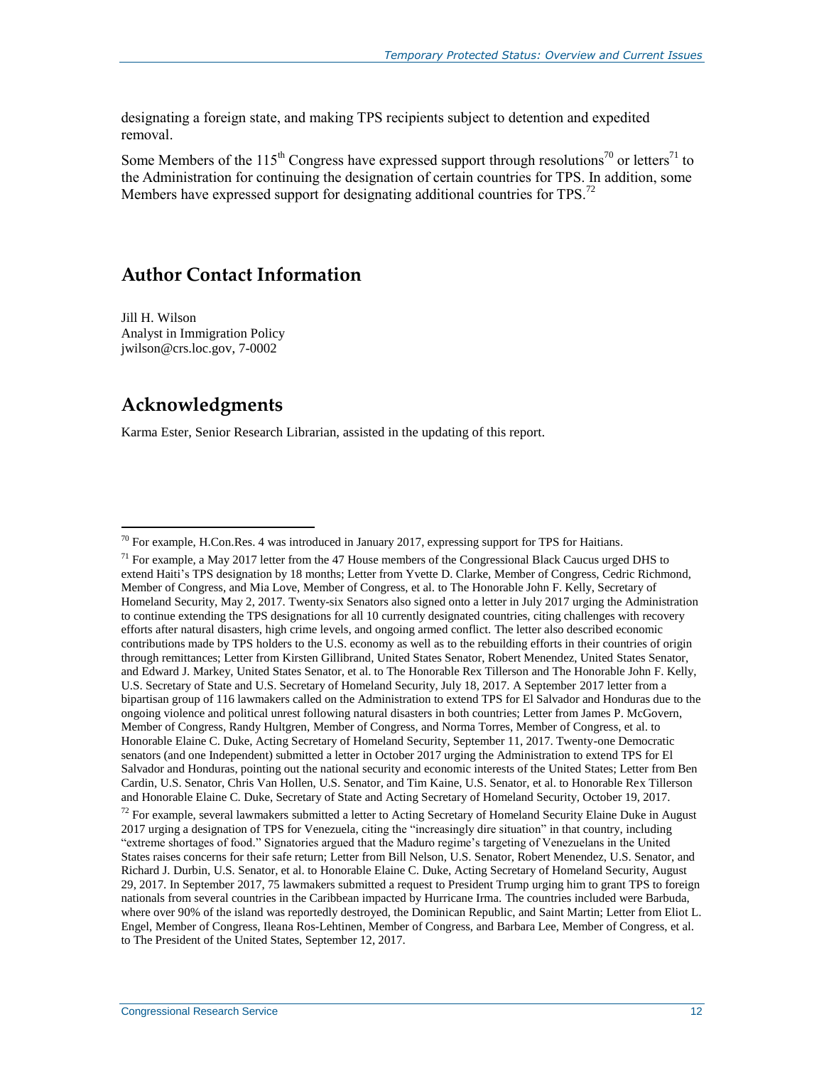designating a foreign state, and making TPS recipients subject to detention and expedited removal.

Some Members of the 115th Congress have expressed support through resolutions[70] or letters[71] to the Administration for continuing the designation of certain countries for TPS. In addition, some Members have expressed support for designating additional countries for TPS.[72]

## Author Contact Information

Jill H. Wilson
Analyst in Immigration Policy
jwilson@crs.loc.gov, 7-0002

## Acknowledgments

Karma Ester, Senior Research Librarian, assisted in the updating of this report.

---

[70] For example, H.Con.Res. 4 was introduced in January 2017, expressing support for TPS for Haitians.

[71] For example, a May 2017 letter from the 47 House members of the Congressional Black Caucus urged DHS to extend Haiti's TPS designation by 18 months; Letter from Yvette D. Clarke, Member of Congress, Cedric Richmond, Member of Congress, and Mia Love, Member of Congress, et al. to The Honorable John F. Kelly, Secretary of Homeland Security, May 2, 2017. Twenty-six Senators also signed onto a letter in July 2017 urging the Administration to continue extending the TPS designations for all 10 currently designated countries, citing challenges with recovery efforts after natural disasters, high crime levels, and ongoing armed conflict. The letter also described economic contributions made by TPS holders to the U.S. economy as well as to the rebuilding efforts in their countries of origin through remittances; Letter from Kirsten Gillibrand, United States Senator, Robert Menendez, United States Senator, and Edward J. Markey, United States Senator, et al. to The Honorable Rex Tillerson and The Honorable John F. Kelly, U.S. Secretary of State and U.S. Secretary of Homeland Security, July 18, 2017. A September 2017 letter from a bipartisan group of 116 lawmakers called on the Administration to extend TPS for El Salvador and Honduras due to the ongoing violence and political unrest following natural disasters in both countries; Letter from James P. McGovern, Member of Congress, Randy Hultgren, Member of Congress, and Norma Torres, Member of Congress, et al. to Honorable Elaine C. Duke, Acting Secretary of Homeland Security, September 11, 2017. Twenty-one Democratic senators (and one Independent) submitted a letter in October 2017 urging the Administration to extend TPS for El Salvador and Honduras, pointing out the national security and economic interests of the United States; Letter from Ben Cardin, U.S. Senator, Chris Van Hollen, U.S. Senator, and Tim Kaine, U.S. Senator, et al. to Honorable Rex Tillerson and Honorable Elaine C. Duke, Secretary of State and Acting Secretary of Homeland Security, October 19, 2017.

[72] For example, several lawmakers submitted a letter to Acting Secretary of Homeland Security Elaine Duke in August 2017 urging a designation of TPS for Venezuela, citing the "increasingly dire situation" in that country, including "extreme shortages of food." Signatories argued that the Maduro regime's targeting of Venezuelans in the United States raises concerns for their safe return; Letter from Bill Nelson, U.S. Senator, Robert Menendez, U.S. Senator, and Richard J. Durbin, U.S. Senator, et al. to Honorable Elaine C. Duke, Acting Secretary of Homeland Security, August 29, 2017. In September 2017, 75 lawmakers submitted a request to President Trump urging him to grant TPS to foreign nationals from several countries in the Caribbean impacted by Hurricane Irma. The countries included were Barbuda, where over 90% of the island was reportedly destroyed, the Dominican Republic, and Saint Martin; Letter from Eliot L. Engel, Member of Congress, Ileana Ros-Lehtinen, Member of Congress, and Barbara Lee, Member of Congress, et al. to The President of the United States, September 12, 2017.